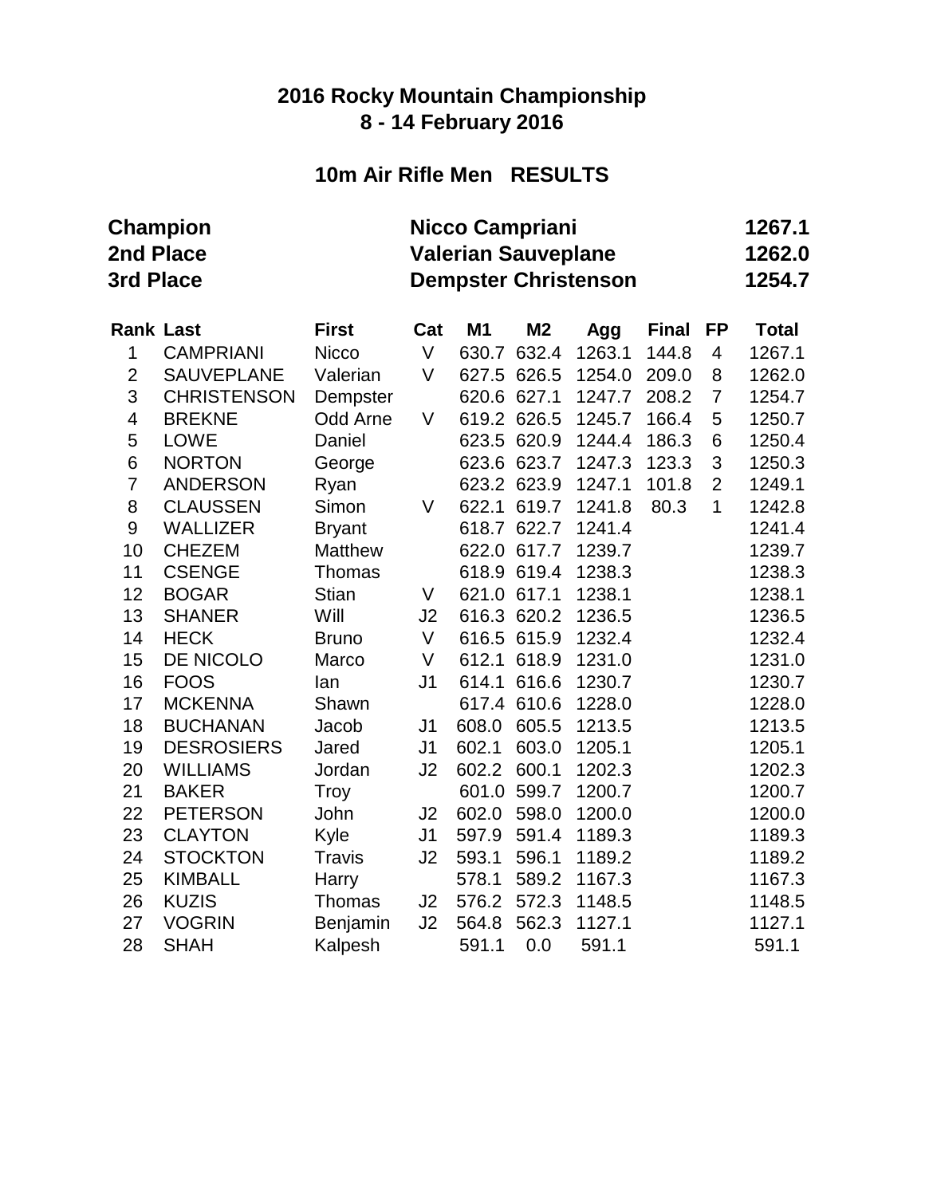# 2016 Rocky Mountain Championship
## 8 - 14 February 2016

## 10m Air Rifle Men RESULTS

| | | |
|---|---|---|
| **Champion** | **Nicco Campriani** | **1267.1** |
| **2nd Place** | **Valerian Sauveplane** | **1262.0** |
| **3rd Place** | **Dempster Christenson** | **1254.7** |

| Rank | Last | First | Cat | M1 | M2 | Agg | Final | FP | Total |
|---|---|---|---|---|---|---|---|---|---|
| 1 | CAMPRIANI | Nicco | V | 630.7 | 632.4 | 1263.1 | 144.8 | 4 | 1267.1 |
| 2 | SAUVEPLANE | Valerian | V | 627.5 | 626.5 | 1254.0 | 209.0 | 8 | 1262.0 |
| 3 | CHRISTENSON | Dempster | | 620.6 | 627.1 | 1247.7 | 208.2 | 7 | 1254.7 |
| 4 | BREKNE | Odd Arne | V | 619.2 | 626.5 | 1245.7 | 166.4 | 5 | 1250.7 |
| 5 | LOWE | Daniel | | 623.5 | 620.9 | 1244.4 | 186.3 | 6 | 1250.4 |
| 6 | NORTON | George | | 623.6 | 623.7 | 1247.3 | 123.3 | 3 | 1250.3 |
| 7 | ANDERSON | Ryan | | 623.2 | 623.9 | 1247.1 | 101.8 | 2 | 1249.1 |
| 8 | CLAUSSEN | Simon | V | 622.1 | 619.7 | 1241.8 | 80.3 | 1 | 1242.8 |
| 9 | WALLIZER | Bryant | | 618.7 | 622.7 | 1241.4 | | | 1241.4 |
| 10 | CHEZEM | Matthew | | 622.0 | 617.7 | 1239.7 | | | 1239.7 |
| 11 | CSENGE | Thomas | | 618.9 | 619.4 | 1238.3 | | | 1238.3 |
| 12 | BOGAR | Stian | V | 621.0 | 617.1 | 1238.1 | | | 1238.1 |
| 13 | SHANER | Will | J2 | 616.3 | 620.2 | 1236.5 | | | 1236.5 |
| 14 | HECK | Bruno | V | 616.5 | 615.9 | 1232.4 | | | 1232.4 |
| 15 | DE NICOLO | Marco | V | 612.1 | 618.9 | 1231.0 | | | 1231.0 |
| 16 | FOOS | Ian | J1 | 614.1 | 616.6 | 1230.7 | | | 1230.7 |
| 17 | MCKENNA | Shawn | | 617.4 | 610.6 | 1228.0 | | | 1228.0 |
| 18 | BUCHANAN | Jacob | J1 | 608.0 | 605.5 | 1213.5 | | | 1213.5 |
| 19 | DESROSIERS | Jared | J1 | 602.1 | 603.0 | 1205.1 | | | 1205.1 |
| 20 | WILLIAMS | Jordan | J2 | 602.2 | 600.1 | 1202.3 | | | 1202.3 |
| 21 | BAKER | Troy | | 601.0 | 599.7 | 1200.7 | | | 1200.7 |
| 22 | PETERSON | John | J2 | 602.0 | 598.0 | 1200.0 | | | 1200.0 |
| 23 | CLAYTON | Kyle | J1 | 597.9 | 591.4 | 1189.3 | | | 1189.3 |
| 24 | STOCKTON | Travis | J2 | 593.1 | 596.1 | 1189.2 | | | 1189.2 |
| 25 | KIMBALL | Harry | | 578.1 | 589.2 | 1167.3 | | | 1167.3 |
| 26 | KUZIS | Thomas | J2 | 576.2 | 572.3 | 1148.5 | | | 1148.5 |
| 27 | VOGRIN | Benjamin | J2 | 564.8 | 562.3 | 1127.1 | | | 1127.1 |
| 28 | SHAH | Kalpesh | | 591.1 | 0.0 | 591.1 | | | 591.1 |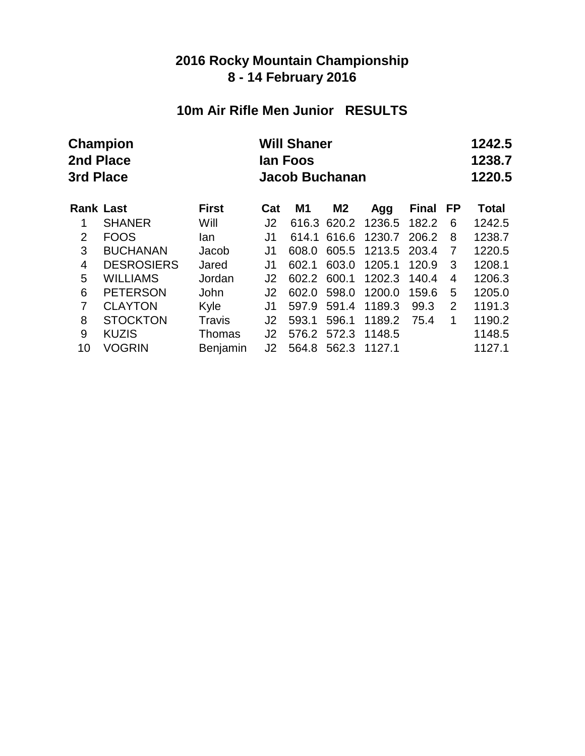## 2016 Rocky Mountain Championship
## 8 - 14 February 2016

### 10m Air Rifle Men Junior RESULTS

| | | |
|---|---|---|
| **Champion** | **Will Shaner** | **1242.5** |
| **2nd Place** | **Ian Foos** | **1238.7** |
| **3rd Place** | **Jacob Buchanan** | **1220.5** |

| Rank | Last | First | Cat | M1 | M2 | Agg | Final | FP | Total |
|---|---|---|---|---|---|---|---|---|---|
| 1 | SHANER | Will | J2 | 616.3 | 620.2 | 1236.5 | 182.2 | 6 | 1242.5 |
| 2 | FOOS | Ian | J1 | 614.1 | 616.6 | 1230.7 | 206.2 | 8 | 1238.7 |
| 3 | BUCHANAN | Jacob | J1 | 608.0 | 605.5 | 1213.5 | 203.4 | 7 | 1220.5 |
| 4 | DESROSIERS | Jared | J1 | 602.1 | 603.0 | 1205.1 | 120.9 | 3 | 1208.1 |
| 5 | WILLIAMS | Jordan | J2 | 602.2 | 600.1 | 1202.3 | 140.4 | 4 | 1206.3 |
| 6 | PETERSON | John | J2 | 602.0 | 598.0 | 1200.0 | 159.6 | 5 | 1205.0 |
| 7 | CLAYTON | Kyle | J1 | 597.9 | 591.4 | 1189.3 | 99.3 | 2 | 1191.3 |
| 8 | STOCKTON | Travis | J2 | 593.1 | 596.1 | 1189.2 | 75.4 | 1 | 1190.2 |
| 9 | KUZIS | Thomas | J2 | 576.2 | 572.3 | 1148.5 | | | 1148.5 |
| 10 | VOGRIN | Benjamin | J2 | 564.8 | 562.3 | 1127.1 | | | 1127.1 |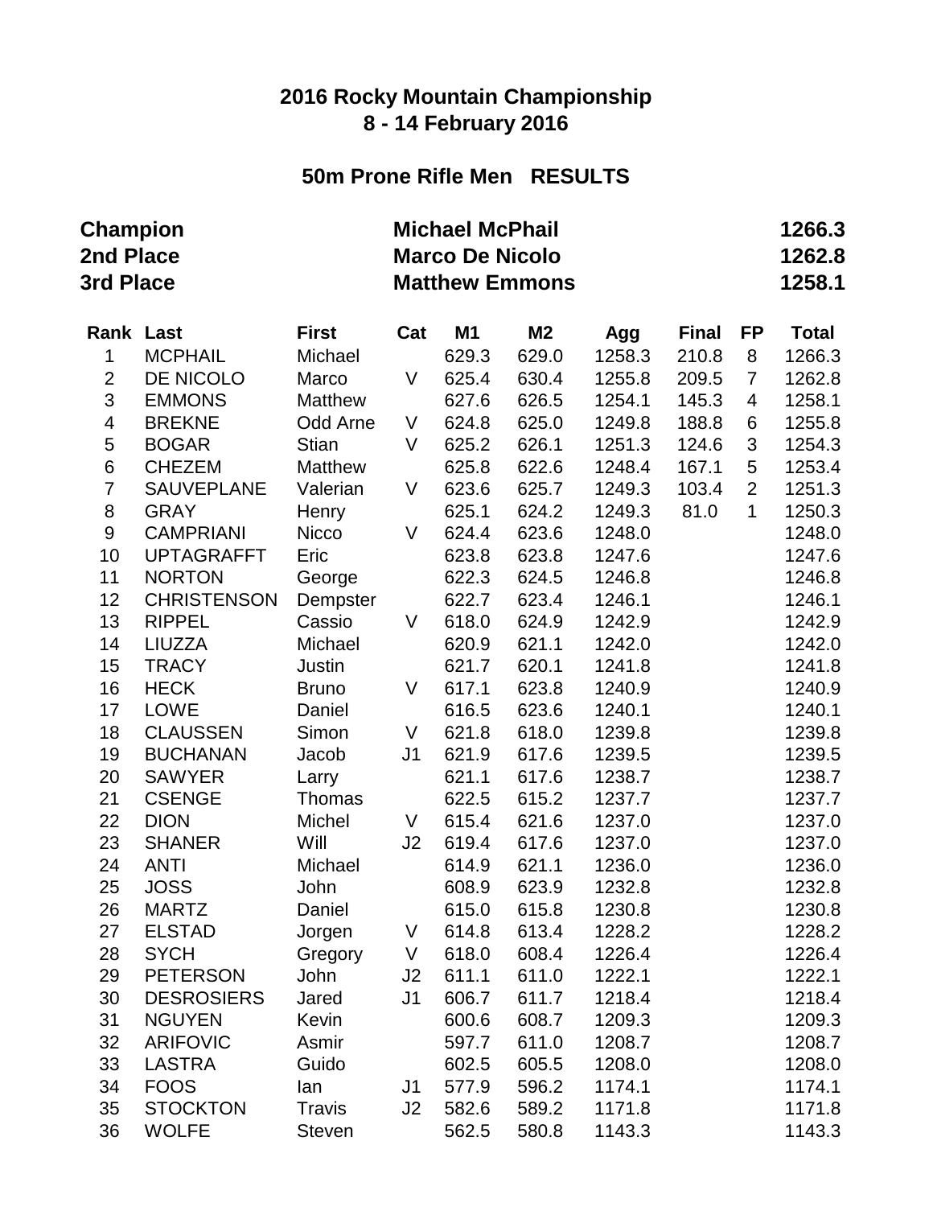# 2016 Rocky Mountain Championship
## 8 - 14 February 2016

## 50m Prone Rifle Men RESULTS

| | | |
|---|---|---|
| **Champion** | **Michael McPhail** | **1266.3** |
| **2nd Place** | **Marco De Nicolo** | **1262.8** |
| **3rd Place** | **Matthew Emmons** | **1258.1** |

| Rank | Last | First | Cat | M1 | M2 | Agg | Final | FP | Total |
|---|---|---|---|---|---|---|---|---|---|
| 1 | MCPHAIL | Michael | | 629.3 | 629.0 | 1258.3 | 210.8 | 8 | 1266.3 |
| 2 | DE NICOLO | Marco | V | 625.4 | 630.4 | 1255.8 | 209.5 | 7 | 1262.8 |
| 3 | EMMONS | Matthew | | 627.6 | 626.5 | 1254.1 | 145.3 | 4 | 1258.1 |
| 4 | BREKNE | Odd Arne | V | 624.8 | 625.0 | 1249.8 | 188.8 | 6 | 1255.8 |
| 5 | BOGAR | Stian | V | 625.2 | 626.1 | 1251.3 | 124.6 | 3 | 1254.3 |
| 6 | CHEZEM | Matthew | | 625.8 | 622.6 | 1248.4 | 167.1 | 5 | 1253.4 |
| 7 | SAUVEPLANE | Valerian | V | 623.6 | 625.7 | 1249.3 | 103.4 | 2 | 1251.3 |
| 8 | GRAY | Henry | | 625.1 | 624.2 | 1249.3 | 81.0 | 1 | 1250.3 |
| 9 | CAMPRIANI | Nicco | V | 624.4 | 623.6 | 1248.0 | | | 1248.0 |
| 10 | UPTAGRAFFT | Eric | | 623.8 | 623.8 | 1247.6 | | | 1247.6 |
| 11 | NORTON | George | | 622.3 | 624.5 | 1246.8 | | | 1246.8 |
| 12 | CHRISTENSON | Dempster | | 622.7 | 623.4 | 1246.1 | | | 1246.1 |
| 13 | RIPPEL | Cassio | V | 618.0 | 624.9 | 1242.9 | | | 1242.9 |
| 14 | LIUZZA | Michael | | 620.9 | 621.1 | 1242.0 | | | 1242.0 |
| 15 | TRACY | Justin | | 621.7 | 620.1 | 1241.8 | | | 1241.8 |
| 16 | HECK | Bruno | V | 617.1 | 623.8 | 1240.9 | | | 1240.9 |
| 17 | LOWE | Daniel | | 616.5 | 623.6 | 1240.1 | | | 1240.1 |
| 18 | CLAUSSEN | Simon | V | 621.8 | 618.0 | 1239.8 | | | 1239.8 |
| 19 | BUCHANAN | Jacob | J1 | 621.9 | 617.6 | 1239.5 | | | 1239.5 |
| 20 | SAWYER | Larry | | 621.1 | 617.6 | 1238.7 | | | 1238.7 |
| 21 | CSENGE | Thomas | | 622.5 | 615.2 | 1237.7 | | | 1237.7 |
| 22 | DION | Michel | V | 615.4 | 621.6 | 1237.0 | | | 1237.0 |
| 23 | SHANER | Will | J2 | 619.4 | 617.6 | 1237.0 | | | 1237.0 |
| 24 | ANTI | Michael | | 614.9 | 621.1 | 1236.0 | | | 1236.0 |
| 25 | JOSS | John | | 608.9 | 623.9 | 1232.8 | | | 1232.8 |
| 26 | MARTZ | Daniel | | 615.0 | 615.8 | 1230.8 | | | 1230.8 |
| 27 | ELSTAD | Jorgen | V | 614.8 | 613.4 | 1228.2 | | | 1228.2 |
| 28 | SYCH | Gregory | V | 618.0 | 608.4 | 1226.4 | | | 1226.4 |
| 29 | PETERSON | John | J2 | 611.1 | 611.0 | 1222.1 | | | 1222.1 |
| 30 | DESROSIERS | Jared | J1 | 606.7 | 611.7 | 1218.4 | | | 1218.4 |
| 31 | NGUYEN | Kevin | | 600.6 | 608.7 | 1209.3 | | | 1209.3 |
| 32 | ARIFOVIC | Asmir | | 597.7 | 611.0 | 1208.7 | | | 1208.7 |
| 33 | LASTRA | Guido | | 602.5 | 605.5 | 1208.0 | | | 1208.0 |
| 34 | FOOS | Ian | J1 | 577.9 | 596.2 | 1174.1 | | | 1174.1 |
| 35 | STOCKTON | Travis | J2 | 582.6 | 589.2 | 1171.8 | | | 1171.8 |
| 36 | WOLFE | Steven | | 562.5 | 580.8 | 1143.3 | | | 1143.3 |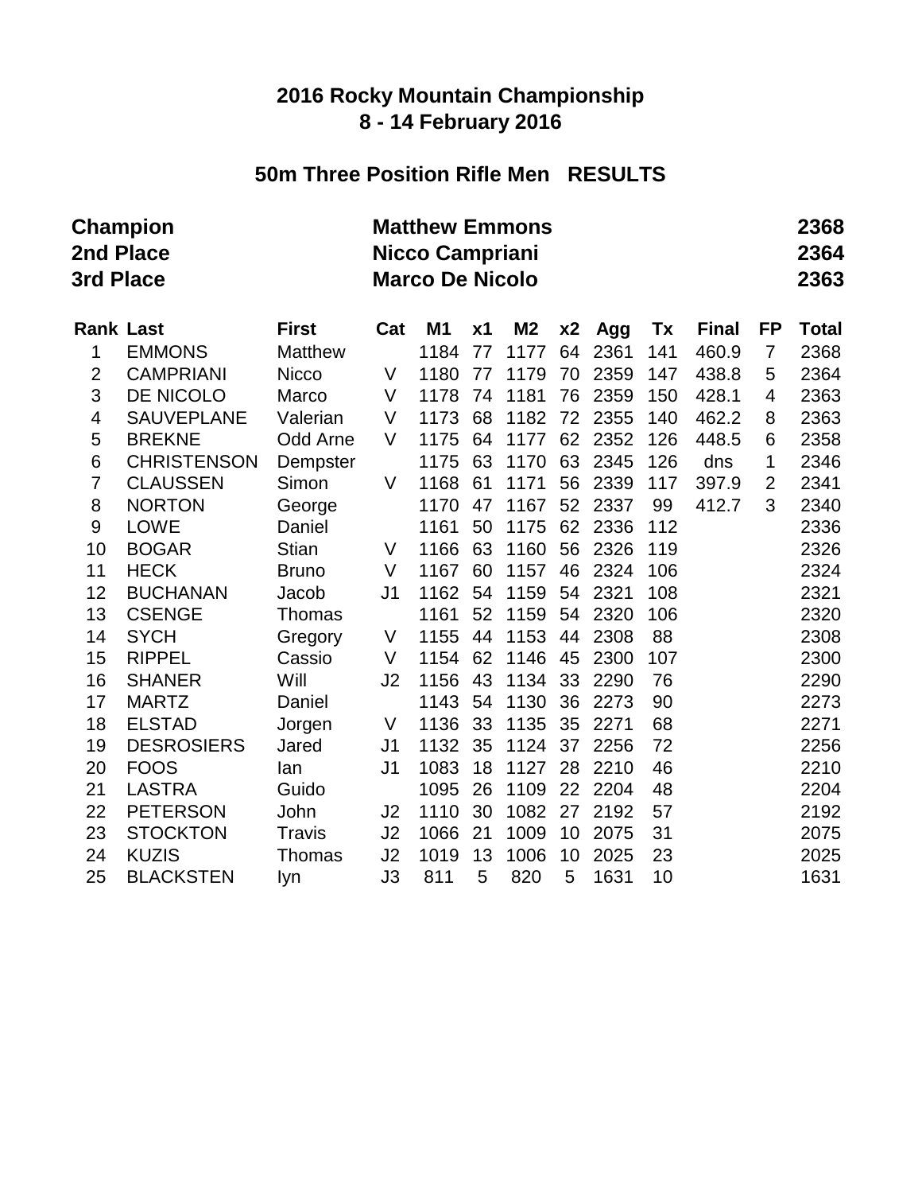# 2016 Rocky Mountain Championship
## 8 - 14 February 2016

## 50m Three Position Rifle Men   RESULTS

| | | |
|---|---|---|
| **Champion** | **Matthew Emmons** | **2368** |
| **2nd Place** | **Nicco Campriani** | **2364** |
| **3rd Place** | **Marco De Nicolo** | **2363** |

| Rank | Last | First | Cat | M1 | x1 | M2 | x2 | Agg | Tx | Final | FP | Total |
|---|---|---|---|---|---|---|---|---|---|---|---|---|
| 1 | EMMONS | Matthew | | 1184 | 77 | 1177 | 64 | 2361 | 141 | 460.9 | 7 | 2368 |
| 2 | CAMPRIANI | Nicco | V | 1180 | 77 | 1179 | 70 | 2359 | 147 | 438.8 | 5 | 2364 |
| 3 | DE NICOLO | Marco | V | 1178 | 74 | 1181 | 76 | 2359 | 150 | 428.1 | 4 | 2363 |
| 4 | SAUVEPLANE | Valerian | V | 1173 | 68 | 1182 | 72 | 2355 | 140 | 462.2 | 8 | 2363 |
| 5 | BREKNE | Odd Arne | V | 1175 | 64 | 1177 | 62 | 2352 | 126 | 448.5 | 6 | 2358 |
| 6 | CHRISTENSON | Dempster | | 1175 | 63 | 1170 | 63 | 2345 | 126 | dns | 1 | 2346 |
| 7 | CLAUSSEN | Simon | V | 1168 | 61 | 1171 | 56 | 2339 | 117 | 397.9 | 2 | 2341 |
| 8 | NORTON | George | | 1170 | 47 | 1167 | 52 | 2337 | 99 | 412.7 | 3 | 2340 |
| 9 | LOWE | Daniel | | 1161 | 50 | 1175 | 62 | 2336 | 112 | | | 2336 |
| 10 | BOGAR | Stian | V | 1166 | 63 | 1160 | 56 | 2326 | 119 | | | 2326 |
| 11 | HECK | Bruno | V | 1167 | 60 | 1157 | 46 | 2324 | 106 | | | 2324 |
| 12 | BUCHANAN | Jacob | J1 | 1162 | 54 | 1159 | 54 | 2321 | 108 | | | 2321 |
| 13 | CSENGE | Thomas | | 1161 | 52 | 1159 | 54 | 2320 | 106 | | | 2320 |
| 14 | SYCH | Gregory | V | 1155 | 44 | 1153 | 44 | 2308 | 88 | | | 2308 |
| 15 | RIPPEL | Cassio | V | 1154 | 62 | 1146 | 45 | 2300 | 107 | | | 2300 |
| 16 | SHANER | Will | J2 | 1156 | 43 | 1134 | 33 | 2290 | 76 | | | 2290 |
| 17 | MARTZ | Daniel | | 1143 | 54 | 1130 | 36 | 2273 | 90 | | | 2273 |
| 18 | ELSTAD | Jorgen | V | 1136 | 33 | 1135 | 35 | 2271 | 68 | | | 2271 |
| 19 | DESROSIERS | Jared | J1 | 1132 | 35 | 1124 | 37 | 2256 | 72 | | | 2256 |
| 20 | FOOS | Ian | J1 | 1083 | 18 | 1127 | 28 | 2210 | 46 | | | 2210 |
| 21 | LASTRA | Guido | | 1095 | 26 | 1109 | 22 | 2204 | 48 | | | 2204 |
| 22 | PETERSON | John | J2 | 1110 | 30 | 1082 | 27 | 2192 | 57 | | | 2192 |
| 23 | STOCKTON | Travis | J2 | 1066 | 21 | 1009 | 10 | 2075 | 31 | | | 2075 |
| 24 | KUZIS | Thomas | J2 | 1019 | 13 | 1006 | 10 | 2025 | 23 | | | 2025 |
| 25 | BLACKSTEN | Iyn | J3 | 811 | 5 | 820 | 5 | 1631 | 10 | | | 1631 |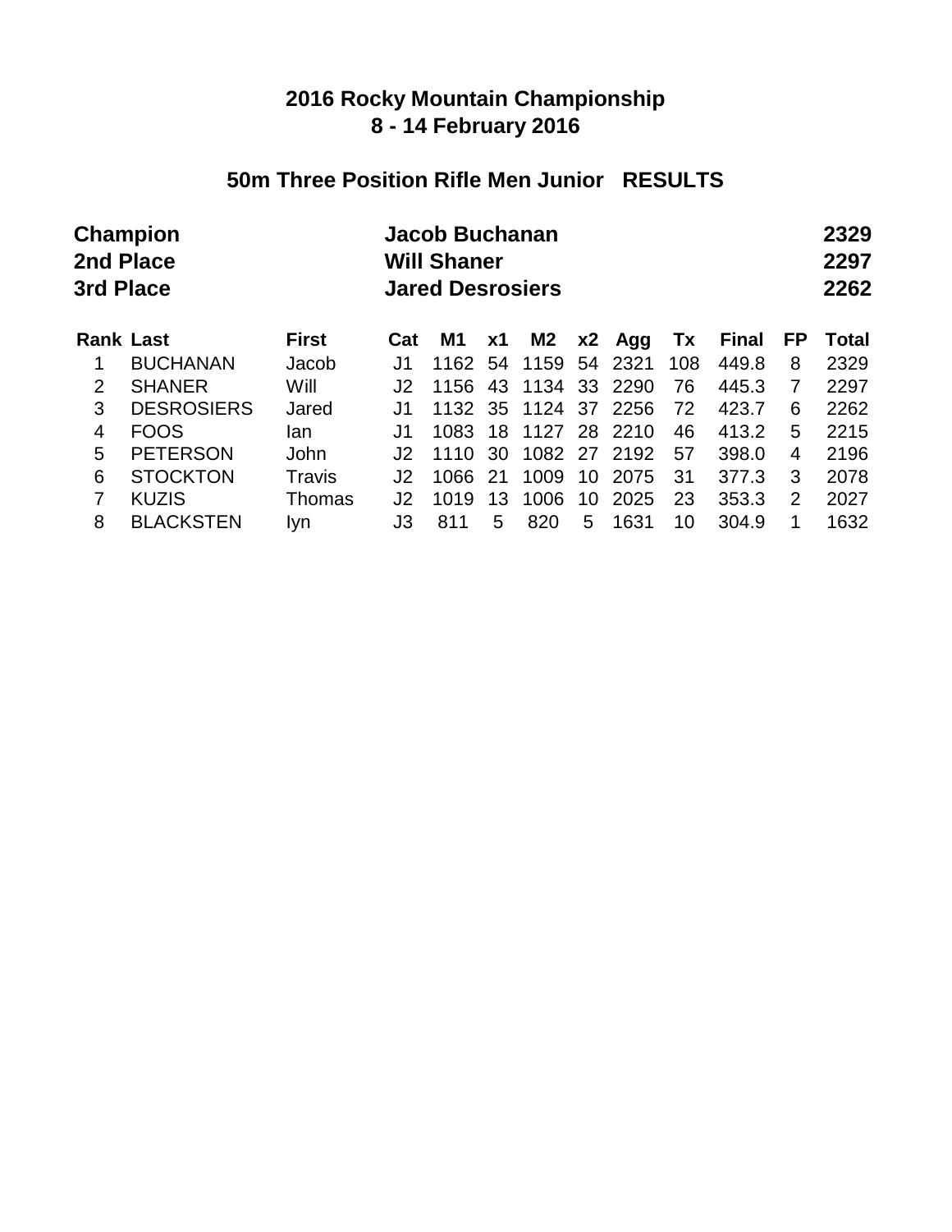## 2016 Rocky Mountain Championship
## 8 - 14 February 2016

### 50m Three Position Rifle Men Junior   RESULTS

| | | |
|---|---|---|
| **Champion** | **Jacob Buchanan** | **2329** |
| **2nd Place** | **Will Shaner** | **2297** |
| **3rd Place** | **Jared Desrosiers** | **2262** |

| Rank | Last | First | Cat | M1 | x1 | M2 | x2 | Agg | Tx | Final | FP | Total |
|---|---|---|---|---|---|---|---|---|---|---|---|---|
| 1 | BUCHANAN | Jacob | J1 | 1162 | 54 | 1159 | 54 | 2321 | 108 | 449.8 | 8 | 2329 |
| 2 | SHANER | Will | J2 | 1156 | 43 | 1134 | 33 | 2290 | 76 | 445.3 | 7 | 2297 |
| 3 | DESROSIERS | Jared | J1 | 1132 | 35 | 1124 | 37 | 2256 | 72 | 423.7 | 6 | 2262 |
| 4 | FOOS | Ian | J1 | 1083 | 18 | 1127 | 28 | 2210 | 46 | 413.2 | 5 | 2215 |
| 5 | PETERSON | John | J2 | 1110 | 30 | 1082 | 27 | 2192 | 57 | 398.0 | 4 | 2196 |
| 6 | STOCKTON | Travis | J2 | 1066 | 21 | 1009 | 10 | 2075 | 31 | 377.3 | 3 | 2078 |
| 7 | KUZIS | Thomas | J2 | 1019 | 13 | 1006 | 10 | 2025 | 23 | 353.3 | 2 | 2027 |
| 8 | BLACKSTEN | Iyn | J3 | 811 | 5 | 820 | 5 | 1631 | 10 | 304.9 | 1 | 1632 |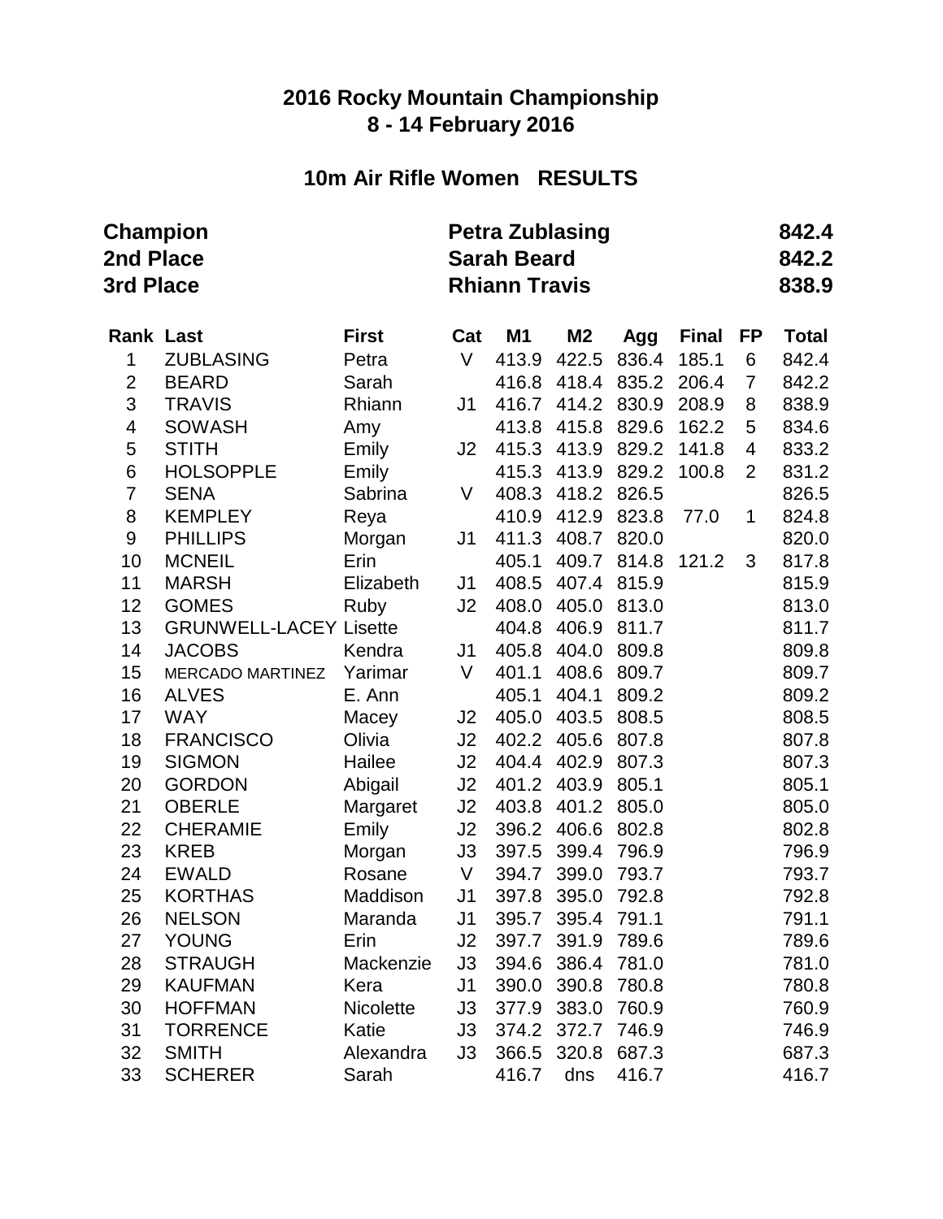## 2016 Rocky Mountain Championship
## 8 - 14 February 2016

### 10m Air Rifle Women RESULTS

| | | |
|---|---|---|
| **Champion** | **Petra Zublasing** | **842.4** |
| **2nd Place** | **Sarah Beard** | **842.2** |
| **3rd Place** | **Rhiann Travis** | **838.9** |

| Rank | Last | First | Cat | M1 | M2 | Agg | Final | FP | Total |
|---|---|---|---|---|---|---|---|---|---|
| 1 | ZUBLASING | Petra | V | 413.9 | 422.5 | 836.4 | 185.1 | 6 | 842.4 |
| 2 | BEARD | Sarah | | 416.8 | 418.4 | 835.2 | 206.4 | 7 | 842.2 |
| 3 | TRAVIS | Rhiann | J1 | 416.7 | 414.2 | 830.9 | 208.9 | 8 | 838.9 |
| 4 | SOWASH | Amy | | 413.8 | 415.8 | 829.6 | 162.2 | 5 | 834.6 |
| 5 | STITH | Emily | J2 | 415.3 | 413.9 | 829.2 | 141.8 | 4 | 833.2 |
| 6 | HOLSOPPLE | Emily | | 415.3 | 413.9 | 829.2 | 100.8 | 2 | 831.2 |
| 7 | SENA | Sabrina | V | 408.3 | 418.2 | 826.5 | | | 826.5 |
| 8 | KEMPLEY | Reya | | 410.9 | 412.9 | 823.8 | 77.0 | 1 | 824.8 |
| 9 | PHILLIPS | Morgan | J1 | 411.3 | 408.7 | 820.0 | | | 820.0 |
| 10 | MCNEIL | Erin | | 405.1 | 409.7 | 814.8 | 121.2 | 3 | 817.8 |
| 11 | MARSH | Elizabeth | J1 | 408.5 | 407.4 | 815.9 | | | 815.9 |
| 12 | GOMES | Ruby | J2 | 408.0 | 405.0 | 813.0 | | | 813.0 |
| 13 | GRUNWELL-LACEY | Lisette | | 404.8 | 406.9 | 811.7 | | | 811.7 |
| 14 | JACOBS | Kendra | J1 | 405.8 | 404.0 | 809.8 | | | 809.8 |
| 15 | MERCADO MARTINEZ | Yarimar | V | 401.1 | 408.6 | 809.7 | | | 809.7 |
| 16 | ALVES | E. Ann | | 405.1 | 404.1 | 809.2 | | | 809.2 |
| 17 | WAY | Macey | J2 | 405.0 | 403.5 | 808.5 | | | 808.5 |
| 18 | FRANCISCO | Olivia | J2 | 402.2 | 405.6 | 807.8 | | | 807.8 |
| 19 | SIGMON | Hailee | J2 | 404.4 | 402.9 | 807.3 | | | 807.3 |
| 20 | GORDON | Abigail | J2 | 401.2 | 403.9 | 805.1 | | | 805.1 |
| 21 | OBERLE | Margaret | J2 | 403.8 | 401.2 | 805.0 | | | 805.0 |
| 22 | CHERAMIE | Emily | J2 | 396.2 | 406.6 | 802.8 | | | 802.8 |
| 23 | KREB | Morgan | J3 | 397.5 | 399.4 | 796.9 | | | 796.9 |
| 24 | EWALD | Rosane | V | 394.7 | 399.0 | 793.7 | | | 793.7 |
| 25 | KORTHAS | Maddison | J1 | 397.8 | 395.0 | 792.8 | | | 792.8 |
| 26 | NELSON | Maranda | J1 | 395.7 | 395.4 | 791.1 | | | 791.1 |
| 27 | YOUNG | Erin | J2 | 397.7 | 391.9 | 789.6 | | | 789.6 |
| 28 | STRAUGH | Mackenzie | J3 | 394.6 | 386.4 | 781.0 | | | 781.0 |
| 29 | KAUFMAN | Kera | J1 | 390.0 | 390.8 | 780.8 | | | 780.8 |
| 30 | HOFFMAN | Nicolette | J3 | 377.9 | 383.0 | 760.9 | | | 760.9 |
| 31 | TORRENCE | Katie | J3 | 374.2 | 372.7 | 746.9 | | | 746.9 |
| 32 | SMITH | Alexandra | J3 | 366.5 | 320.8 | 687.3 | | | 687.3 |
| 33 | SCHERER | Sarah | | 416.7 | dns | 416.7 | | | 416.7 |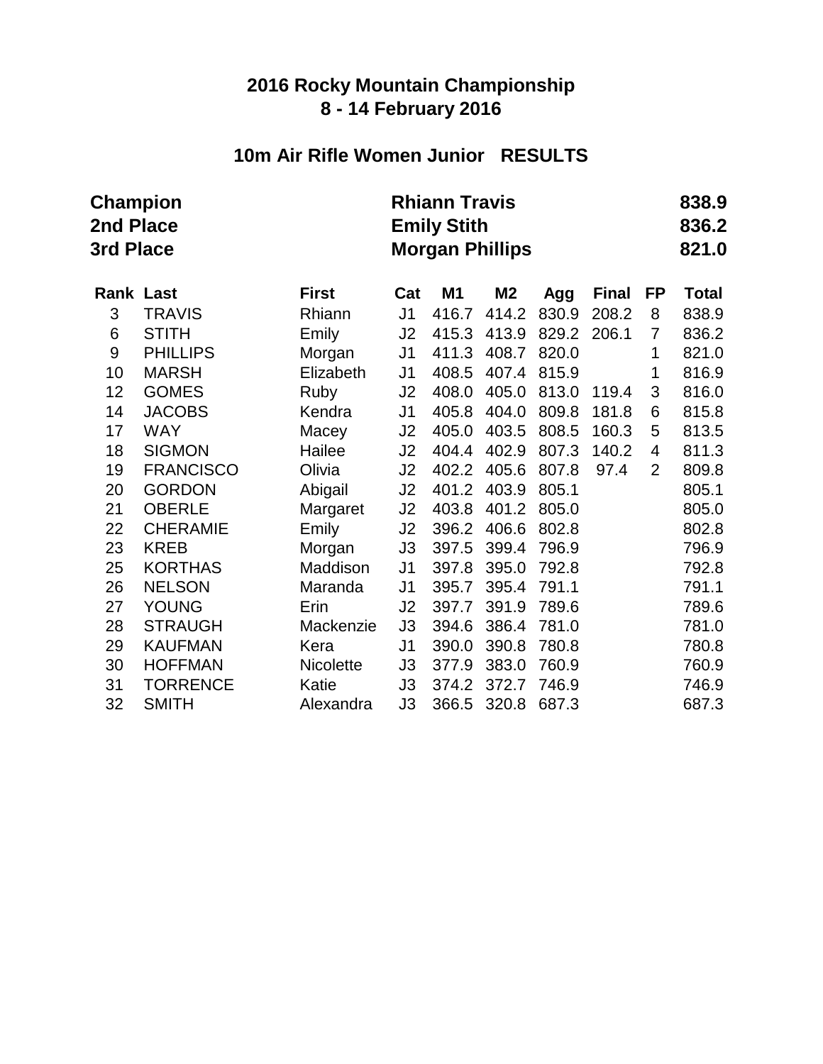# 2016 Rocky Mountain Championship
# 8 - 14 February 2016

## 10m Air Rifle Women Junior RESULTS

| | | |
|---|---|---|
| **Champion** | **Rhiann Travis** | **838.9** |
| **2nd Place** | **Emily Stith** | **836.2** |
| **3rd Place** | **Morgan Phillips** | **821.0** |

| Rank | Last | First | Cat | M1 | M2 | Agg | Final | FP | Total |
|---|---|---|---|---|---|---|---|---|---|
| 3 | TRAVIS | Rhiann | J1 | 416.7 | 414.2 | 830.9 | 208.2 | 8 | 838.9 |
| 6 | STITH | Emily | J2 | 415.3 | 413.9 | 829.2 | 206.1 | 7 | 836.2 |
| 9 | PHILLIPS | Morgan | J1 | 411.3 | 408.7 | 820.0 | | 1 | 821.0 |
| 10 | MARSH | Elizabeth | J1 | 408.5 | 407.4 | 815.9 | | 1 | 816.9 |
| 12 | GOMES | Ruby | J2 | 408.0 | 405.0 | 813.0 | 119.4 | 3 | 816.0 |
| 14 | JACOBS | Kendra | J1 | 405.8 | 404.0 | 809.8 | 181.8 | 6 | 815.8 |
| 17 | WAY | Macey | J2 | 405.0 | 403.5 | 808.5 | 160.3 | 5 | 813.5 |
| 18 | SIGMON | Hailee | J2 | 404.4 | 402.9 | 807.3 | 140.2 | 4 | 811.3 |
| 19 | FRANCISCO | Olivia | J2 | 402.2 | 405.6 | 807.8 | 97.4 | 2 | 809.8 |
| 20 | GORDON | Abigail | J2 | 401.2 | 403.9 | 805.1 | | | 805.1 |
| 21 | OBERLE | Margaret | J2 | 403.8 | 401.2 | 805.0 | | | 805.0 |
| 22 | CHERAMIE | Emily | J2 | 396.2 | 406.6 | 802.8 | | | 802.8 |
| 23 | KREB | Morgan | J3 | 397.5 | 399.4 | 796.9 | | | 796.9 |
| 25 | KORTHAS | Maddison | J1 | 397.8 | 395.0 | 792.8 | | | 792.8 |
| 26 | NELSON | Maranda | J1 | 395.7 | 395.4 | 791.1 | | | 791.1 |
| 27 | YOUNG | Erin | J2 | 397.7 | 391.9 | 789.6 | | | 789.6 |
| 28 | STRAUGH | Mackenzie | J3 | 394.6 | 386.4 | 781.0 | | | 781.0 |
| 29 | KAUFMAN | Kera | J1 | 390.0 | 390.8 | 780.8 | | | 780.8 |
| 30 | HOFFMAN | Nicolette | J3 | 377.9 | 383.0 | 760.9 | | | 760.9 |
| 31 | TORRENCE | Katie | J3 | 374.2 | 372.7 | 746.9 | | | 746.9 |
| 32 | SMITH | Alexandra | J3 | 366.5 | 320.8 | 687.3 | | | 687.3 |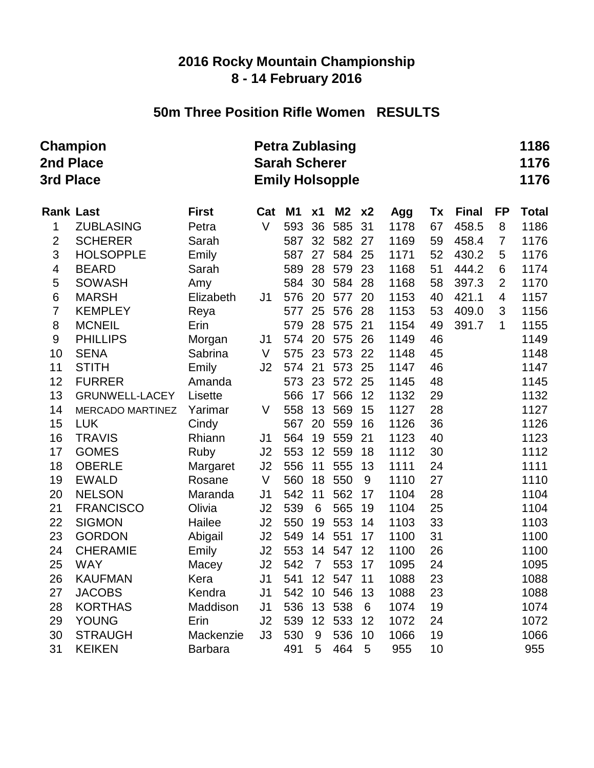# 2016 Rocky Mountain Championship
## 8 - 14 February 2016

### 50m Three Position Rifle Women RESULTS

| | | |
|---|---|---|
| **Champion** | **Petra Zublasing** | **1186** |
| **2nd Place** | **Sarah Scherer** | **1176** |
| **3rd Place** | **Emily Holsopple** | **1176** |

| Rank | Last | First | Cat | M1 | x1 | M2 | x2 | Agg | Tx | Final | FP | Total |
|---|---|---|---|---|---|---|---|---|---|---|---|---|
| 1 | ZUBLASING | Petra | V | 593 | 36 | 585 | 31 | 1178 | 67 | 458.5 | 8 | 1186 |
| 2 | SCHERER | Sarah | | 587 | 32 | 582 | 27 | 1169 | 59 | 458.4 | 7 | 1176 |
| 3 | HOLSOPPLE | Emily | | 587 | 27 | 584 | 25 | 1171 | 52 | 430.2 | 5 | 1176 |
| 4 | BEARD | Sarah | | 589 | 28 | 579 | 23 | 1168 | 51 | 444.2 | 6 | 1174 |
| 5 | SOWASH | Amy | | 584 | 30 | 584 | 28 | 1168 | 58 | 397.3 | 2 | 1170 |
| 6 | MARSH | Elizabeth | J1 | 576 | 20 | 577 | 20 | 1153 | 40 | 421.1 | 4 | 1157 |
| 7 | KEMPLEY | Reya | | 577 | 25 | 576 | 28 | 1153 | 53 | 409.0 | 3 | 1156 |
| 8 | MCNEIL | Erin | | 579 | 28 | 575 | 21 | 1154 | 49 | 391.7 | 1 | 1155 |
| 9 | PHILLIPS | Morgan | J1 | 574 | 20 | 575 | 26 | 1149 | 46 | | | 1149 |
| 10 | SENA | Sabrina | V | 575 | 23 | 573 | 22 | 1148 | 45 | | | 1148 |
| 11 | STITH | Emily | J2 | 574 | 21 | 573 | 25 | 1147 | 46 | | | 1147 |
| 12 | FURRER | Amanda | | 573 | 23 | 572 | 25 | 1145 | 48 | | | 1145 |
| 13 | GRUNWELL-LACEY | Lisette | | 566 | 17 | 566 | 12 | 1132 | 29 | | | 1132 |
| 14 | MERCADO MARTINEZ | Yarimar | V | 558 | 13 | 569 | 15 | 1127 | 28 | | | 1127 |
| 15 | LUK | Cindy | | 567 | 20 | 559 | 16 | 1126 | 36 | | | 1126 |
| 16 | TRAVIS | Rhiann | J1 | 564 | 19 | 559 | 21 | 1123 | 40 | | | 1123 |
| 17 | GOMES | Ruby | J2 | 553 | 12 | 559 | 18 | 1112 | 30 | | | 1112 |
| 18 | OBERLE | Margaret | J2 | 556 | 11 | 555 | 13 | 1111 | 24 | | | 1111 |
| 19 | EWALD | Rosane | V | 560 | 18 | 550 | 9 | 1110 | 27 | | | 1110 |
| 20 | NELSON | Maranda | J1 | 542 | 11 | 562 | 17 | 1104 | 28 | | | 1104 |
| 21 | FRANCISCO | Olivia | J2 | 539 | 6 | 565 | 19 | 1104 | 25 | | | 1104 |
| 22 | SIGMON | Hailee | J2 | 550 | 19 | 553 | 14 | 1103 | 33 | | | 1103 |
| 23 | GORDON | Abigail | J2 | 549 | 14 | 551 | 17 | 1100 | 31 | | | 1100 |
| 24 | CHERAMIE | Emily | J2 | 553 | 14 | 547 | 12 | 1100 | 26 | | | 1100 |
| 25 | WAY | Macey | J2 | 542 | 7 | 553 | 17 | 1095 | 24 | | | 1095 |
| 26 | KAUFMAN | Kera | J1 | 541 | 12 | 547 | 11 | 1088 | 23 | | | 1088 |
| 27 | JACOBS | Kendra | J1 | 542 | 10 | 546 | 13 | 1088 | 23 | | | 1088 |
| 28 | KORTHAS | Maddison | J1 | 536 | 13 | 538 | 6 | 1074 | 19 | | | 1074 |
| 29 | YOUNG | Erin | J2 | 539 | 12 | 533 | 12 | 1072 | 24 | | | 1072 |
| 30 | STRAUGH | Mackenzie | J3 | 530 | 9 | 536 | 10 | 1066 | 19 | | | 1066 |
| 31 | KEIKEN | Barbara | | 491 | 5 | 464 | 5 | 955 | 10 | | | 955 |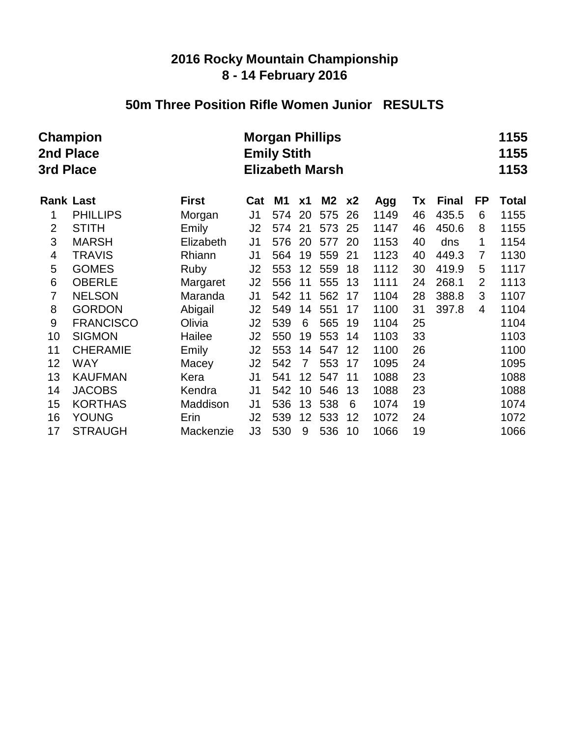## 2016 Rocky Mountain Championship
## 8 - 14 February 2016

### 50m Three Position Rifle Women Junior RESULTS

| | | |
|---|---|---|
| **Champion** | **Morgan Phillips** | **1155** |
| **2nd Place** | **Emily Stith** | **1155** |
| **3rd Place** | **Elizabeth Marsh** | **1153** |

| Rank | Last | First | Cat | M1 | x1 | M2 | x2 | Agg | Tx | Final | FP | Total |
|---|---|---|---|---|---|---|---|---|---|---|---|---|
| 1 | PHILLIPS | Morgan | J1 | 574 | 20 | 575 | 26 | 1149 | 46 | 435.5 | 6 | 1155 |
| 2 | STITH | Emily | J2 | 574 | 21 | 573 | 25 | 1147 | 46 | 450.6 | 8 | 1155 |
| 3 | MARSH | Elizabeth | J1 | 576 | 20 | 577 | 20 | 1153 | 40 | dns | 1 | 1154 |
| 4 | TRAVIS | Rhiann | J1 | 564 | 19 | 559 | 21 | 1123 | 40 | 449.3 | 7 | 1130 |
| 5 | GOMES | Ruby | J2 | 553 | 12 | 559 | 18 | 1112 | 30 | 419.9 | 5 | 1117 |
| 6 | OBERLE | Margaret | J2 | 556 | 11 | 555 | 13 | 1111 | 24 | 268.1 | 2 | 1113 |
| 7 | NELSON | Maranda | J1 | 542 | 11 | 562 | 17 | 1104 | 28 | 388.8 | 3 | 1107 |
| 8 | GORDON | Abigail | J2 | 549 | 14 | 551 | 17 | 1100 | 31 | 397.8 | 4 | 1104 |
| 9 | FRANCISCO | Olivia | J2 | 539 | 6 | 565 | 19 | 1104 | 25 | | | 1104 |
| 10 | SIGMON | Hailee | J2 | 550 | 19 | 553 | 14 | 1103 | 33 | | | 1103 |
| 11 | CHERAMIE | Emily | J2 | 553 | 14 | 547 | 12 | 1100 | 26 | | | 1100 |
| 12 | WAY | Macey | J2 | 542 | 7 | 553 | 17 | 1095 | 24 | | | 1095 |
| 13 | KAUFMAN | Kera | J1 | 541 | 12 | 547 | 11 | 1088 | 23 | | | 1088 |
| 14 | JACOBS | Kendra | J1 | 542 | 10 | 546 | 13 | 1088 | 23 | | | 1088 |
| 15 | KORTHAS | Maddison | J1 | 536 | 13 | 538 | 6 | 1074 | 19 | | | 1074 |
| 16 | YOUNG | Erin | J2 | 539 | 12 | 533 | 12 | 1072 | 24 | | | 1072 |
| 17 | STRAUGH | Mackenzie | J3 | 530 | 9 | 536 | 10 | 1066 | 19 | | | 1066 |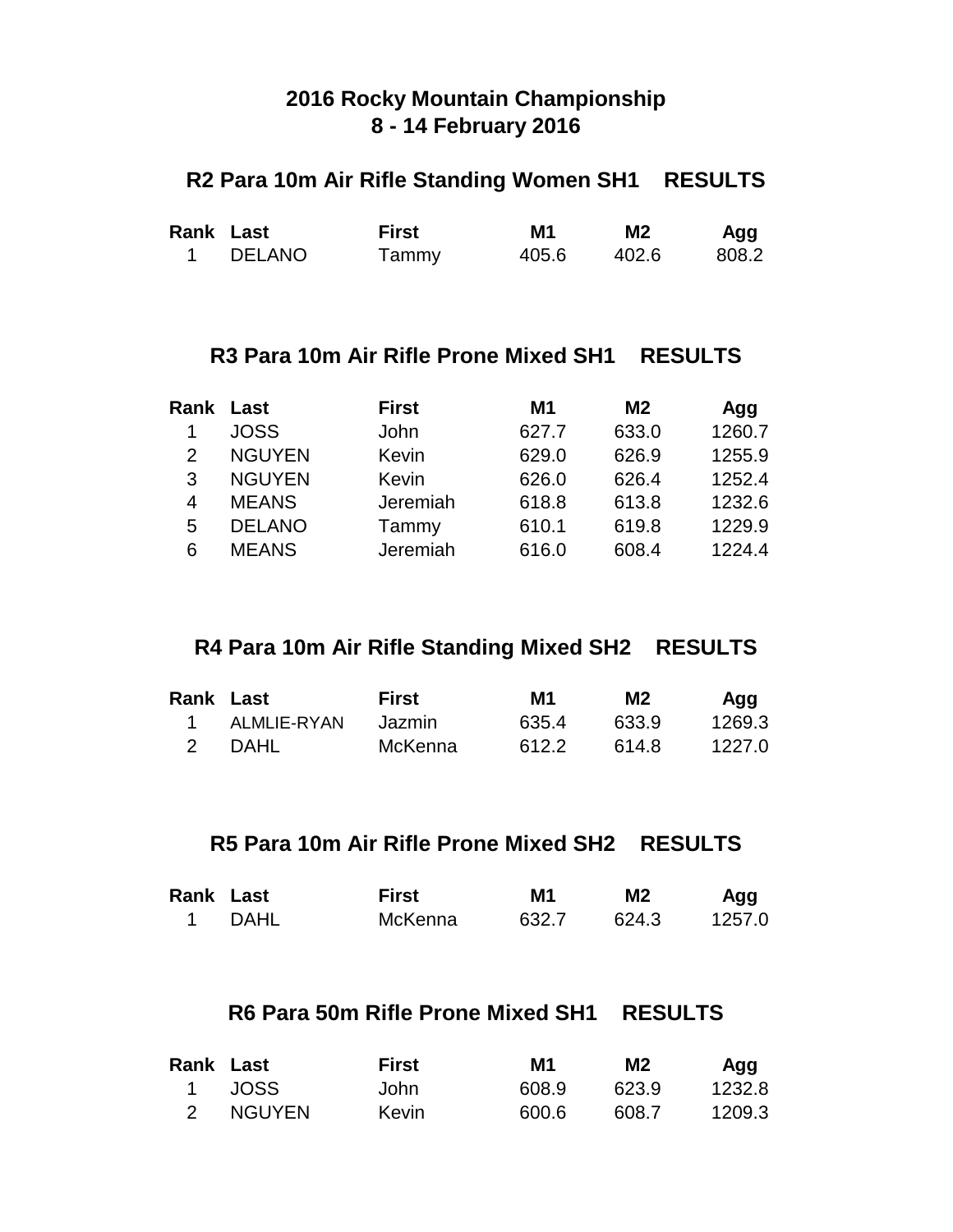# 2016 Rocky Mountain Championship
# 8 - 14 February 2016

## R2 Para 10m Air Rifle Standing Women SH1 RESULTS

| Rank | Last | First | M1 | M2 | Agg |
|---|---|---|---|---|---|
| 1 | DELANO | Tammy | 405.6 | 402.6 | 808.2 |

## R3 Para 10m Air Rifle Prone Mixed SH1 RESULTS

| Rank | Last | First | M1 | M2 | Agg |
|---|---|---|---|---|---|
| 1 | JOSS | John | 627.7 | 633.0 | 1260.7 |
| 2 | NGUYEN | Kevin | 629.0 | 626.9 | 1255.9 |
| 3 | NGUYEN | Kevin | 626.0 | 626.4 | 1252.4 |
| 4 | MEANS | Jeremiah | 618.8 | 613.8 | 1232.6 |
| 5 | DELANO | Tammy | 610.1 | 619.8 | 1229.9 |
| 6 | MEANS | Jeremiah | 616.0 | 608.4 | 1224.4 |

## R4 Para 10m Air Rifle Standing Mixed SH2 RESULTS

| Rank | Last | First | M1 | M2 | Agg |
|---|---|---|---|---|---|
| 1 | ALMLIE-RYAN | Jazmin | 635.4 | 633.9 | 1269.3 |
| 2 | DAHL | McKenna | 612.2 | 614.8 | 1227.0 |

## R5 Para 10m Air Rifle Prone Mixed SH2 RESULTS

| Rank | Last | First | M1 | M2 | Agg |
|---|---|---|---|---|---|
| 1 | DAHL | McKenna | 632.7 | 624.3 | 1257.0 |

## R6 Para 50m Rifle Prone Mixed SH1 RESULTS

| Rank | Last | First | M1 | M2 | Agg |
|---|---|---|---|---|---|
| 1 | JOSS | John | 608.9 | 623.9 | 1232.8 |
| 2 | NGUYEN | Kevin | 600.6 | 608.7 | 1209.3 |